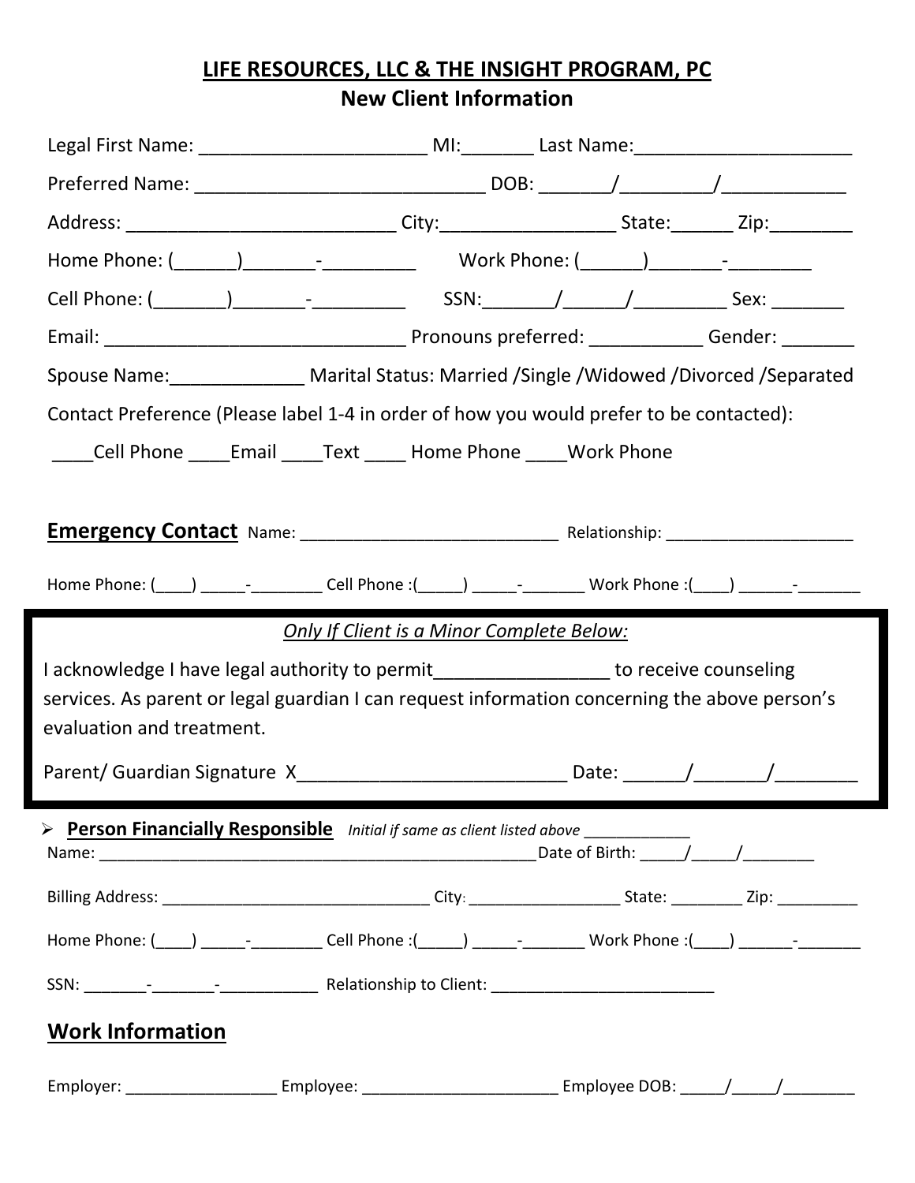# LIFE RESOURCES, LLC & THE INSIGHT PROGRAM, PC

## New Client Information

Legal First Name: ______________________ MI:_______ Last Name:_____________________

Preferred Name: ____________________________ DOB: _______/_________/____________

Address: __________________________ City:_________________ State:______ Zip:________

Home Phone: (______)_______-_________ Work Phone: (______)_______-________

Cell Phone: (_______)_______-_________ SSN:_______/______/_________ Sex: _______

Email: _____________________________ Pronouns preferred: ___________ Gender: _______

Spouse Name:_____________ Marital Status: Married /Single /Widowed /Divorced /Separated

Contact Preference (Please label 1-4 in order of how you would prefer to be contacted):

____Cell Phone ____Email ____Text ____ Home Phone ____Work Phone

**Emergency Contact** Name: ____________________________ Relationship: _____________________

Home Phone: (____) _____-________ Cell Phone :(_____) _____-_______ Work Phone :(____) ______-_______

*Only If Client is a Minor Complete Below:*

I acknowledge I have legal authority to permit_________________ to receive counseling services. As parent or legal guardian I can request information concerning the above person's evaluation and treatment.

Parent/ Guardian Signature X__________________________ Date: ______/_______/________

- **Person Financially Responsible** *Initial if same as client listed above ____________*

Name: __________________________________________________Date of Birth: _____/_____/________

Billing Address: ______________________________ City: _________________ State: ________ Zip: _________

Home Phone: (____) _____-________ Cell Phone :(_____) _____-_______ Work Phone :(____) ______-_______

SSN: _______-_______-___________ Relationship to Client: _________________________

## Work Information

Employer: _________________ Employee: _____________________ Employee DOB: _____/_____/________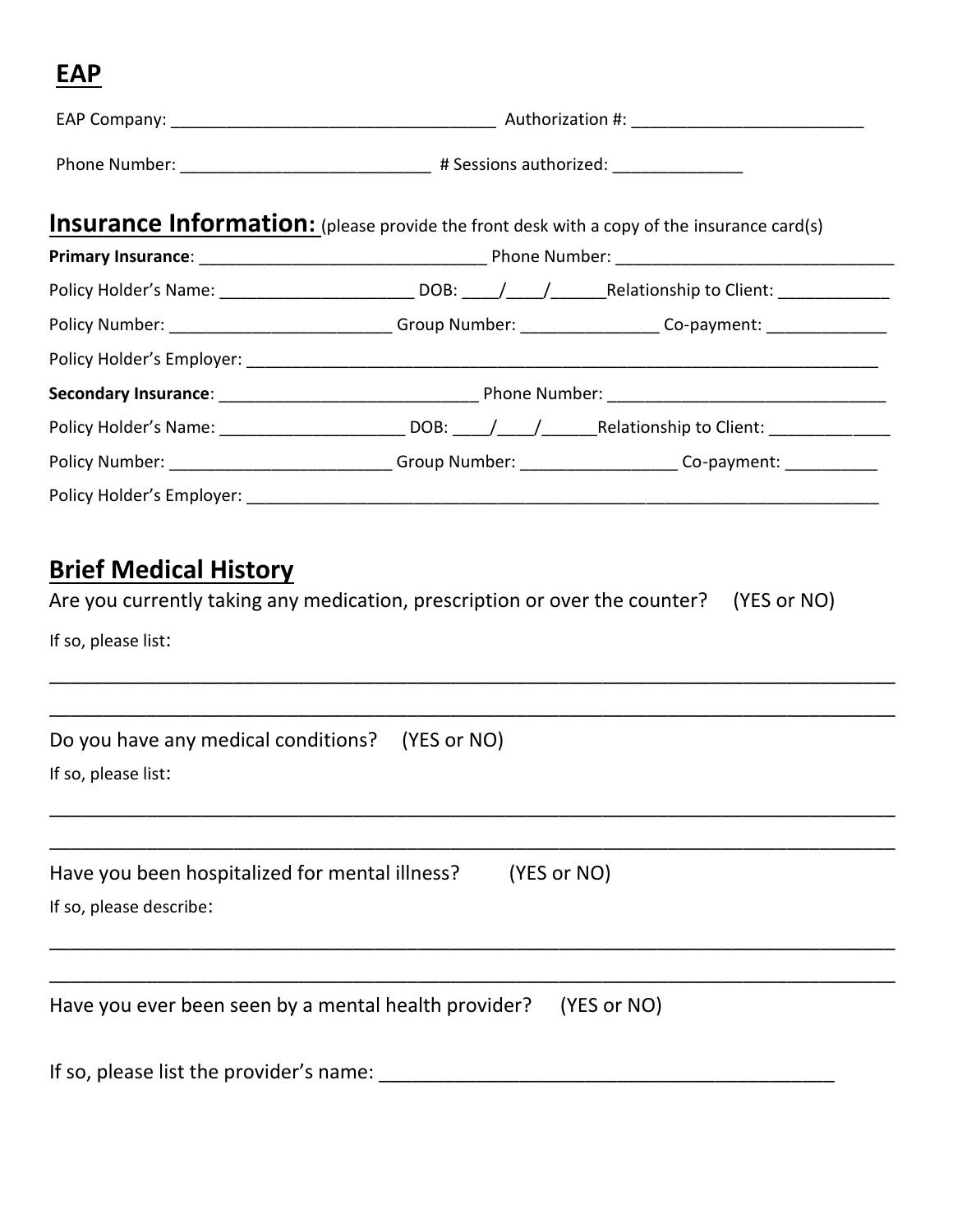## EAP

EAP Company: ___________________________________ Authorization #: _________________________

Phone Number: ___________________________ # Sessions authorized: ______________

## Insurance Information: (please provide the front desk with a copy of the insurance card(s)

**Primary Insurance**: _______________________________ Phone Number: ______________________________

Policy Holder's Name: _____________________ DOB: ____/____/______Relationship to Client: ____________

Policy Number: ________________________ Group Number: _______________ Co-payment: _____________

Policy Holder's Employer: ______________________________________________________________________

**Secondary Insurance**: ____________________________ Phone Number: ______________________________

Policy Holder's Name: ____________________ DOB: ____/____/______Relationship to Client: _____________

Policy Number: ________________________ Group Number: ________________ Co-payment: __________

Policy Holder's Employer: ______________________________________________________________________

## Brief Medical History

Are you currently taking any medication, prescription or over the counter? (YES or NO)

If so, please list:

_______________________________________________________________________________

_______________________________________________________________________________

Do you have any medical conditions? (YES or NO)

If so, please list:

_______________________________________________________________________________

_______________________________________________________________________________

Have you been hospitalized for mental illness? (YES or NO)

If so, please describe:

_______________________________________________________________________________

_______________________________________________________________________________

Have you ever been seen by a mental health provider? (YES or NO)

If so, please list the provider's name: ___________________________________________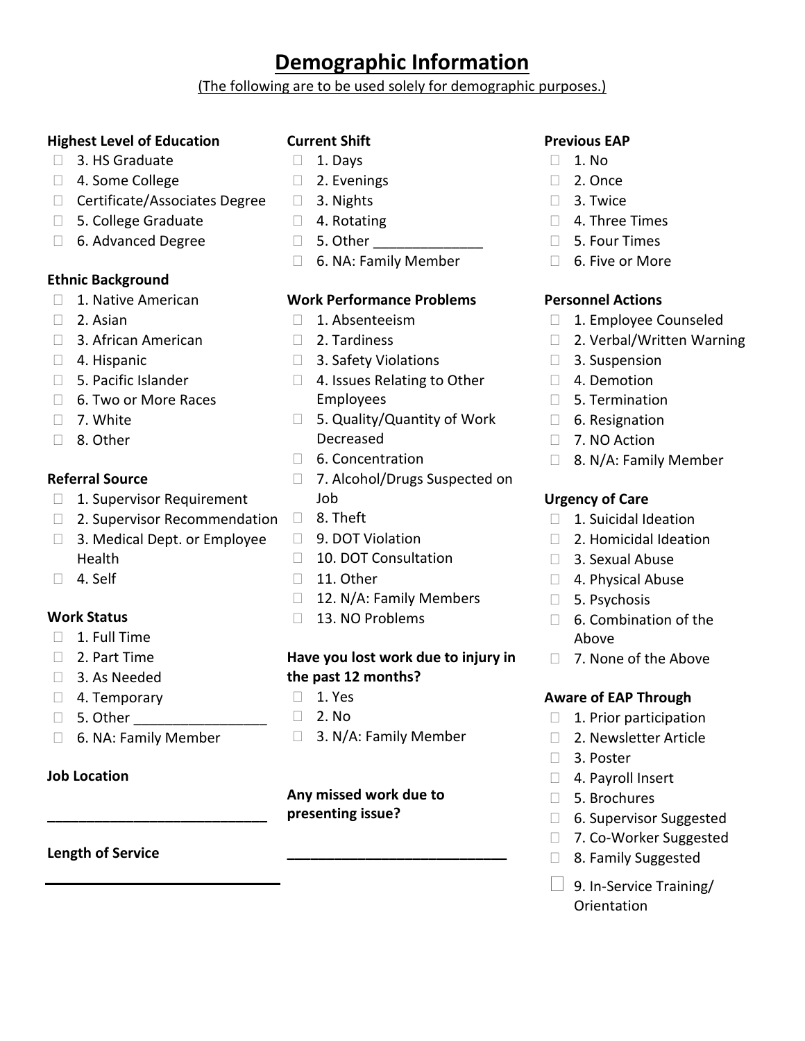# Demographic Information

(The following are to be used solely for demographic purposes.)

**Highest Level of Education**
- ☐ 3. HS Graduate
- ☐ 4. Some College
- ☐ Certificate/Associates Degree
- ☐ 5. College Graduate
- ☐ 6. Advanced Degree

**Ethnic Background**
- ☐ 1. Native American
- ☐ 2. Asian
- ☐ 3. African American
- ☐ 4. Hispanic
- ☐ 5. Pacific Islander
- ☐ 6. Two or More Races
- ☐ 7. White
- ☐ 8. Other

**Referral Source**
- ☐ 1. Supervisor Requirement
- ☐ 2. Supervisor Recommendation
- ☐ 3. Medical Dept. or Employee Health
- ☐ 4. Self

**Work Status**
- ☐ 1. Full Time
- ☐ 2. Part Time
- ☐ 3. As Needed
- ☐ 4. Temporary
- ☐ 5. Other _________________
- ☐ 6. NA: Family Member

**Job Location**

____________________________

**Length of Service**

____________________________

**Current Shift**
- ☐ 1. Days
- ☐ 2. Evenings
- ☐ 3. Nights
- ☐ 4. Rotating
- ☐ 5. Other ______________
- ☐ 6. NA: Family Member

**Work Performance Problems**
- ☐ 1. Absenteeism
- ☐ 2. Tardiness
- ☐ 3. Safety Violations
- ☐ 4. Issues Relating to Other Employees
- ☐ 5. Quality/Quantity of Work Decreased
- ☐ 6. Concentration
- ☐ 7. Alcohol/Drugs Suspected on Job
- ☐ 8. Theft
- ☐ 9. DOT Violation
- ☐ 10. DOT Consultation
- ☐ 11. Other
- ☐ 12. N/A: Family Members
- ☐ 13. NO Problems

**Have you lost work due to injury in the past 12 months?**
- ☐ 1. Yes
- ☐ 2. No
- ☐ 3. N/A: Family Member

**Any missed work due to presenting issue?**

____________________________

**Previous EAP**
- ☐ 1. No
- ☐ 2. Once
- ☐ 3. Twice
- ☐ 4. Three Times
- ☐ 5. Four Times
- ☐ 6. Five or More

**Personnel Actions**
- ☐ 1. Employee Counseled
- ☐ 2. Verbal/Written Warning
- ☐ 3. Suspension
- ☐ 4. Demotion
- ☐ 5. Termination
- ☐ 6. Resignation
- ☐ 7. NO Action
- ☐ 8. N/A: Family Member

**Urgency of Care**
- ☐ 1. Suicidal Ideation
- ☐ 2. Homicidal Ideation
- ☐ 3. Sexual Abuse
- ☐ 4. Physical Abuse
- ☐ 5. Psychosis
- ☐ 6. Combination of the Above
- ☐ 7. None of the Above

**Aware of EAP Through**
- ☐ 1. Prior participation
- ☐ 2. Newsletter Article
- ☐ 3. Poster
- ☐ 4. Payroll Insert
- ☐ 5. Brochures
- ☐ 6. Supervisor Suggested
- ☐ 7. Co-Worker Suggested
- ☐ 8. Family Suggested
- ☐ 9. In-Service Training/ Orientation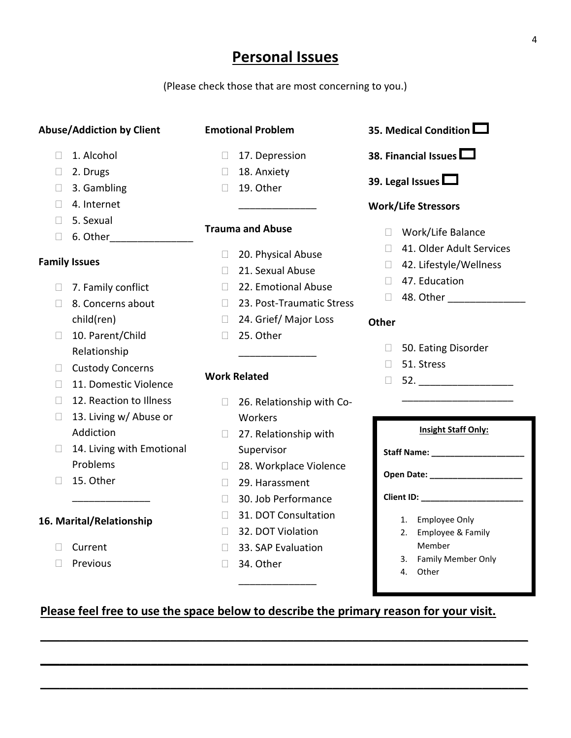# Personal Issues

(Please check those that are most concerning to you.)

**Abuse/Addiction by Client**

- ☐ 1. Alcohol
- ☐ 2. Drugs
- ☐ 3. Gambling
- ☐ 4. Internet
- ☐ 5. Sexual
- ☐ 6. Other_______________

**Family Issues**

- ☐ 7. Family conflict
- ☐ 8. Concerns about child(ren)
- ☐ 10. Parent/Child Relationship
- ☐ Custody Concerns
- ☐ 11. Domestic Violence
- ☐ 12. Reaction to Illness
- ☐ 13. Living w/ Abuse or Addiction
- ☐ 14. Living with Emotional Problems
- ☐ 15. Other ______________

**16. Marital/Relationship**

- ☐ Current
- ☐ Previous

**Emotional Problem**

- ☐ 17. Depression
- ☐ 18. Anxiety
- ☐ 19. Other ______________

**Trauma and Abuse**

- ☐ 20. Physical Abuse
- ☐ 21. Sexual Abuse
- ☐ 22. Emotional Abuse
- ☐ 23. Post-Traumatic Stress
- ☐ 24. Grief/ Major Loss
- ☐ 25. Other ______________

**Work Related**

- ☐ 26. Relationship with Co-Workers
- ☐ 27. Relationship with Supervisor
- ☐ 28. Workplace Violence
- ☐ 29. Harassment
- ☐ 30. Job Performance
- ☐ 31. DOT Consultation
- ☐ 32. DOT Violation
- ☐ 33. SAP Evaluation
- ☐ 34. Other ______________

**35. Medical Condition** ☐

**38. Financial Issues** ☐

**39. Legal Issues** ☐

**Work/Life Stressors**

- ☐ Work/Life Balance
- ☐ 41. Older Adult Services
- ☐ 42. Lifestyle/Wellness
- ☐ 47. Education
- ☐ 48. Other ______________

**Other**

- ☐ 50. Eating Disorder
- ☐ 51. Stress
- ☐ 52. _________________ ____________________

**Insight Staff Only:**

**Staff Name:** ____________________

**Open Date:** ____________________

**Client ID:** ______________________

1. Employee Only
2. Employee & Family Member
3. Family Member Only
4. Other

**Please feel free to use the space below to describe the primary reason for your visit.**

______________________________________________________________________

______________________________________________________________________

______________________________________________________________________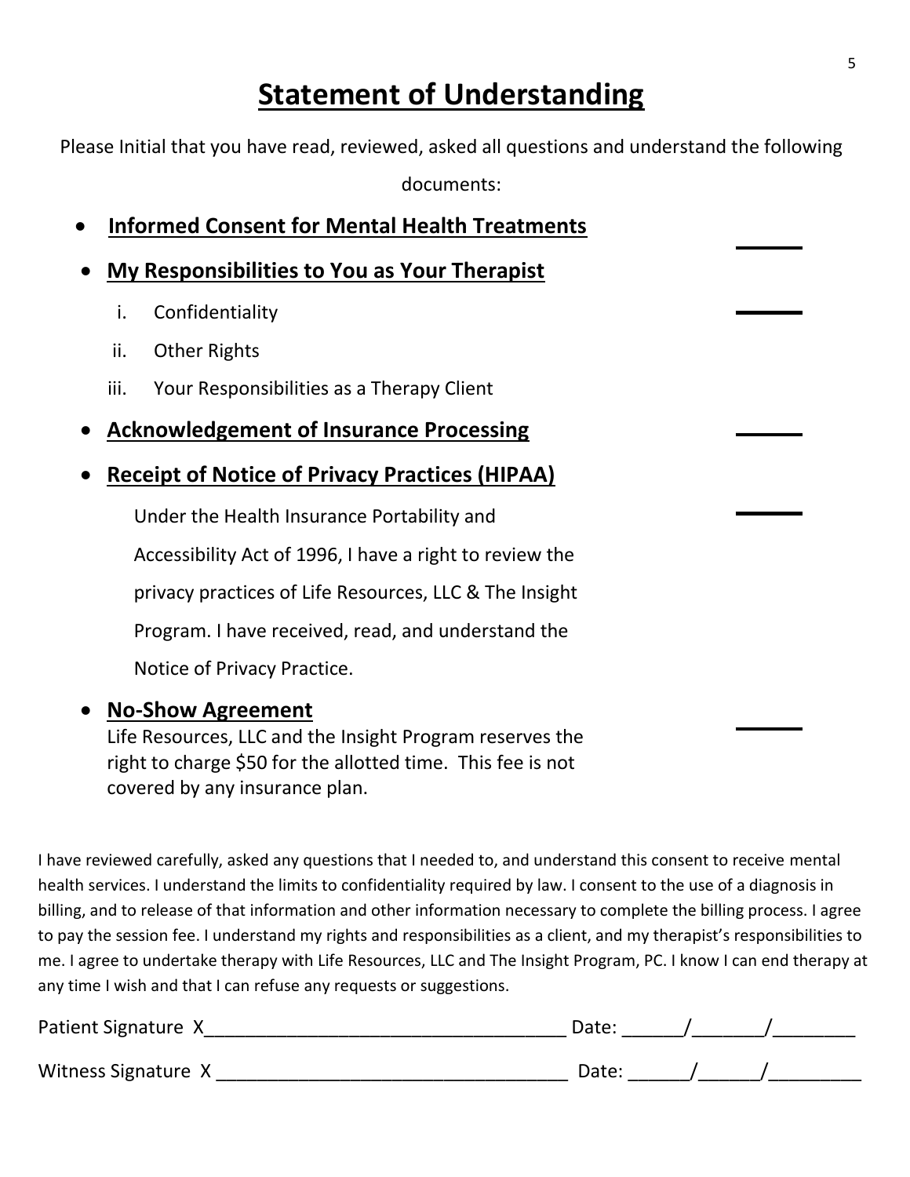# Statement of Understanding

Please Initial that you have read, reviewed, asked all questions and understand the following documents:

- **Informed Consent for Mental Health Treatments** ______
- **My Responsibilities to You as Your Therapist**
  - i. Confidentiality ______
  - ii. Other Rights
  - iii. Your Responsibilities as a Therapy Client
- **Acknowledgement of Insurance Processing** ______
- **Receipt of Notice of Privacy Practices (HIPAA)** ______

  Under the Health Insurance Portability and Accessibility Act of 1996, I have a right to review the privacy practices of Life Resources, LLC & The Insight Program. I have received, read, and understand the Notice of Privacy Practice.

- **No-Show Agreement** ______

  Life Resources, LLC and the Insight Program reserves the right to charge $50 for the allotted time. This fee is not covered by any insurance plan.

I have reviewed carefully, asked any questions that I needed to, and understand this consent to receive mental health services. I understand the limits to confidentiality required by law. I consent to the use of a diagnosis in billing, and to release of that information and other information necessary to complete the billing process. I agree to pay the session fee. I understand my rights and responsibilities as a client, and my therapist's responsibilities to me. I agree to undertake therapy with Life Resources, LLC and The Insight Program, PC. I know I can end therapy at any time I wish and that I can refuse any requests or suggestions.

Patient Signature X___________________________________ Date: ______/_______/________

Witness Signature X ___________________________________ Date: ______/______/_________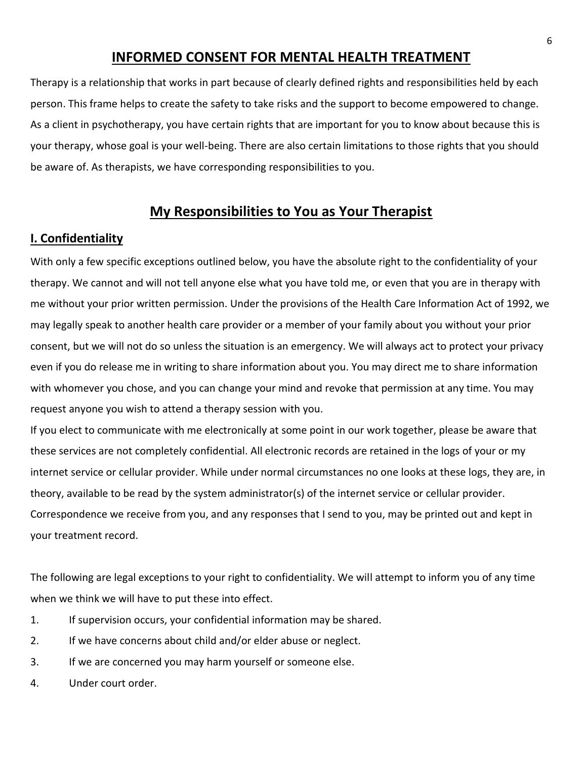# INFORMED CONSENT FOR MENTAL HEALTH TREATMENT

Therapy is a relationship that works in part because of clearly defined rights and responsibilities held by each person. This frame helps to create the safety to take risks and the support to become empowered to change. As a client in psychotherapy, you have certain rights that are important for you to know about because this is your therapy, whose goal is your well-being. There are also certain limitations to those rights that you should be aware of. As therapists, we have corresponding responsibilities to you.

## My Responsibilities to You as Your Therapist

### I. Confidentiality

With only a few specific exceptions outlined below, you have the absolute right to the confidentiality of your therapy. We cannot and will not tell anyone else what you have told me, or even that you are in therapy with me without your prior written permission. Under the provisions of the Health Care Information Act of 1992, we may legally speak to another health care provider or a member of your family about you without your prior consent, but we will not do so unless the situation is an emergency. We will always act to protect your privacy even if you do release me in writing to share information about you. You may direct me to share information with whomever you chose, and you can change your mind and revoke that permission at any time. You may request anyone you wish to attend a therapy session with you.

If you elect to communicate with me electronically at some point in our work together, please be aware that these services are not completely confidential. All electronic records are retained in the logs of your or my internet service or cellular provider. While under normal circumstances no one looks at these logs, they are, in theory, available to be read by the system administrator(s) of the internet service or cellular provider. Correspondence we receive from you, and any responses that I send to you, may be printed out and kept in your treatment record.

The following are legal exceptions to your right to confidentiality. We will attempt to inform you of any time when we think we will have to put these into effect.

1. If supervision occurs, your confidential information may be shared.
2. If we have concerns about child and/or elder abuse or neglect.
3. If we are concerned you may harm yourself or someone else.
4. Under court order.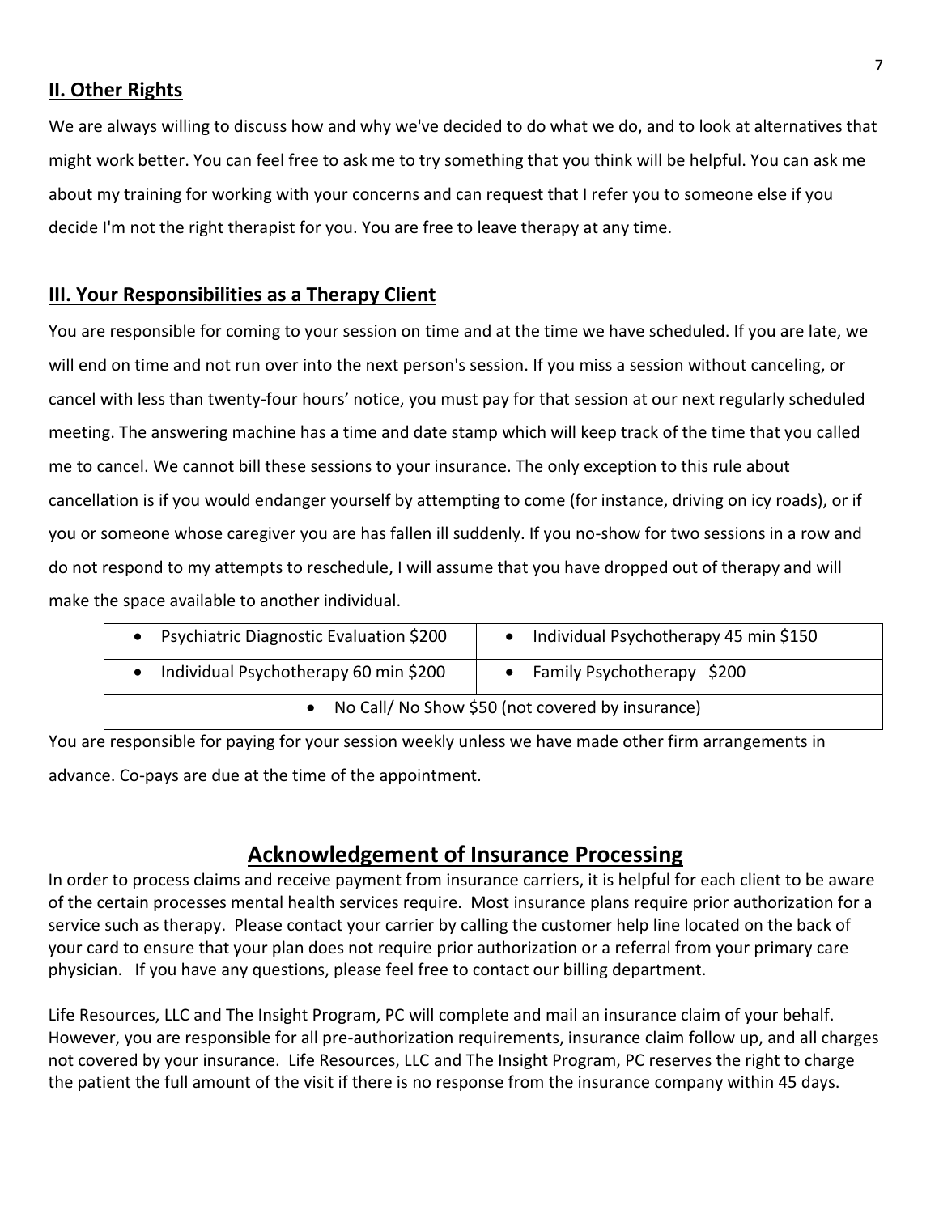## II. Other Rights

We are always willing to discuss how and why we've decided to do what we do, and to look at alternatives that might work better. You can feel free to ask me to try something that you think will be helpful. You can ask me about my training for working with your concerns and can request that I refer you to someone else if you decide I'm not the right therapist for you. You are free to leave therapy at any time.

## III. Your Responsibilities as a Therapy Client

You are responsible for coming to your session on time and at the time we have scheduled. If you are late, we will end on time and not run over into the next person's session. If you miss a session without canceling, or cancel with less than twenty-four hours' notice, you must pay for that session at our next regularly scheduled meeting. The answering machine has a time and date stamp which will keep track of the time that you called me to cancel. We cannot bill these sessions to your insurance. The only exception to this rule about cancellation is if you would endanger yourself by attempting to come (for instance, driving on icy roads), or if you or someone whose caregiver you are has fallen ill suddenly. If you no-show for two sessions in a row and do not respond to my attempts to reschedule, I will assume that you have dropped out of therapy and will make the space available to another individual.

| | |
|---|---|
| • Psychiatric Diagnostic Evaluation $200 | • Individual Psychotherapy 45 min $150 |
| • Individual Psychotherapy 60 min $200 | • Family Psychotherapy $200 |
| • No Call/ No Show $50 (not covered by insurance) | |

You are responsible for paying for your session weekly unless we have made other firm arrangements in advance. Co-pays are due at the time of the appointment.

# Acknowledgement of Insurance Processing

In order to process claims and receive payment from insurance carriers, it is helpful for each client to be aware of the certain processes mental health services require. Most insurance plans require prior authorization for a service such as therapy. Please contact your carrier by calling the customer help line located on the back of your card to ensure that your plan does not require prior authorization or a referral from your primary care physician. If you have any questions, please feel free to contact our billing department.

Life Resources, LLC and The Insight Program, PC will complete and mail an insurance claim of your behalf. However, you are responsible for all pre-authorization requirements, insurance claim follow up, and all charges not covered by your insurance. Life Resources, LLC and The Insight Program, PC reserves the right to charge the patient the full amount of the visit if there is no response from the insurance company within 45 days.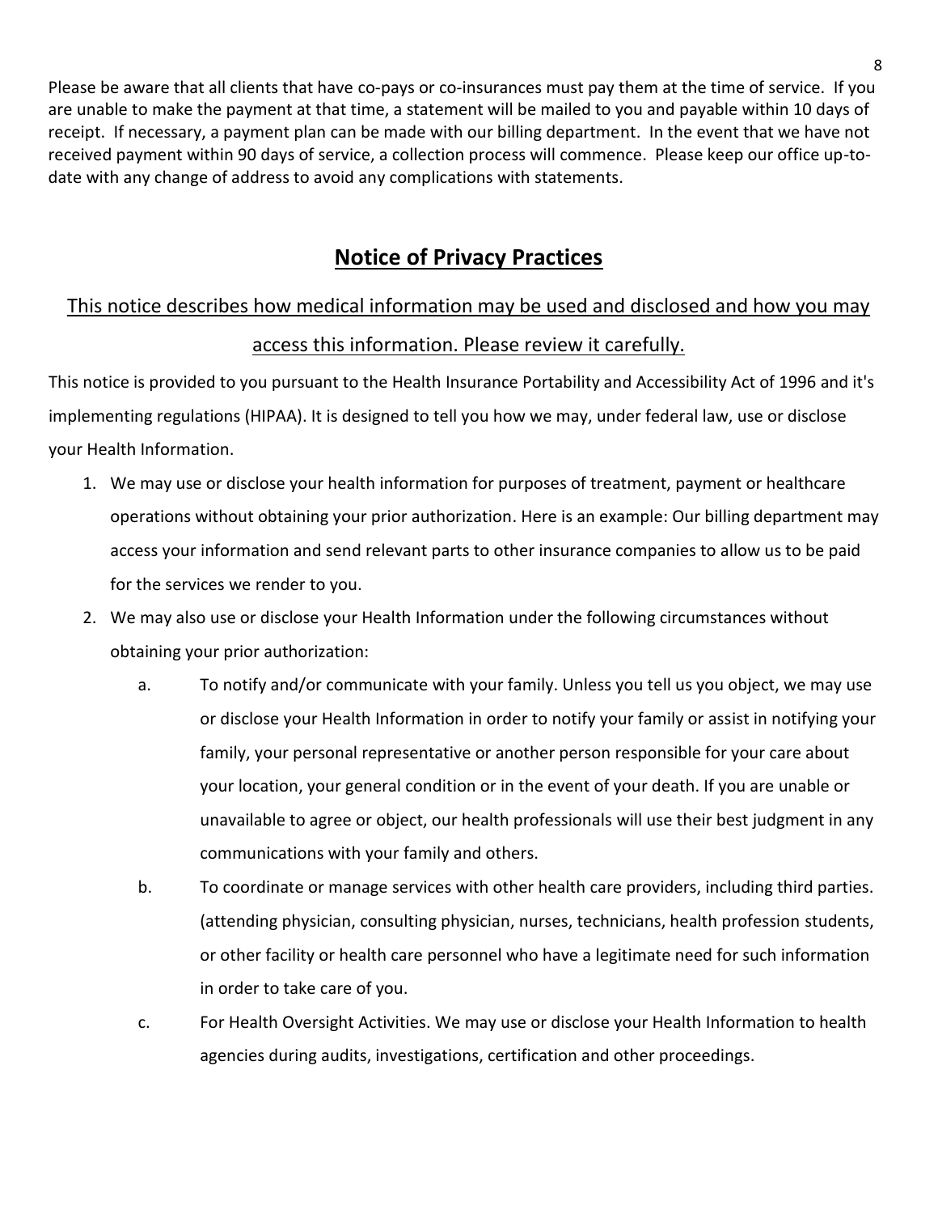Please be aware that all clients that have co-pays or co-insurances must pay them at the time of service. If you are unable to make the payment at that time, a statement will be mailed to you and payable within 10 days of receipt. If necessary, a payment plan can be made with our billing department. In the event that we have not received payment within 90 days of service, a collection process will commence. Please keep our office up-to-date with any change of address to avoid any complications with statements.

## Notice of Privacy Practices

### This notice describes how medical information may be used and disclosed and how you may access this information. Please review it carefully.

This notice is provided to you pursuant to the Health Insurance Portability and Accessibility Act of 1996 and it's implementing regulations (HIPAA). It is designed to tell you how we may, under federal law, use or disclose your Health Information.

1. We may use or disclose your health information for purposes of treatment, payment or healthcare operations without obtaining your prior authorization. Here is an example: Our billing department may access your information and send relevant parts to other insurance companies to allow us to be paid for the services we render to you.
2. We may also use or disclose your Health Information under the following circumstances without obtaining your prior authorization:
   a. To notify and/or communicate with your family. Unless you tell us you object, we may use or disclose your Health Information in order to notify your family or assist in notifying your family, your personal representative or another person responsible for your care about your location, your general condition or in the event of your death. If you are unable or unavailable to agree or object, our health professionals will use their best judgment in any communications with your family and others.
   b. To coordinate or manage services with other health care providers, including third parties. (attending physician, consulting physician, nurses, technicians, health profession students, or other facility or health care personnel who have a legitimate need for such information in order to take care of you.
   c. For Health Oversight Activities. We may use or disclose your Health Information to health agencies during audits, investigations, certification and other proceedings.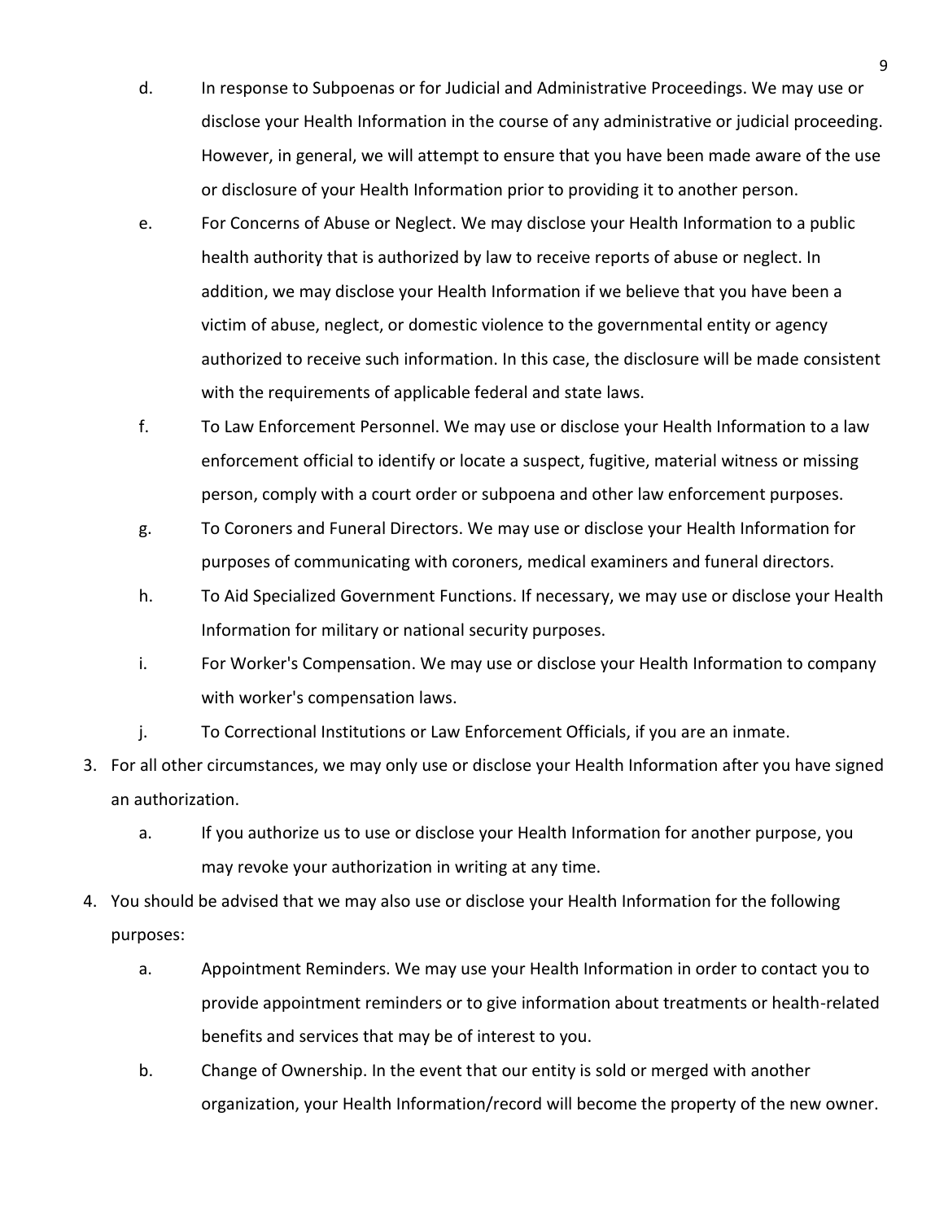d. In response to Subpoenas or for Judicial and Administrative Proceedings. We may use or disclose your Health Information in the course of any administrative or judicial proceeding. However, in general, we will attempt to ensure that you have been made aware of the use or disclosure of your Health Information prior to providing it to another person.

   e. For Concerns of Abuse or Neglect. We may disclose your Health Information to a public health authority that is authorized by law to receive reports of abuse or neglect. In addition, we may disclose your Health Information if we believe that you have been a victim of abuse, neglect, or domestic violence to the governmental entity or agency authorized to receive such information. In this case, the disclosure will be made consistent with the requirements of applicable federal and state laws.

   f. To Law Enforcement Personnel. We may use or disclose your Health Information to a law enforcement official to identify or locate a suspect, fugitive, material witness or missing person, comply with a court order or subpoena and other law enforcement purposes.

   g. To Coroners and Funeral Directors. We may use or disclose your Health Information for purposes of communicating with coroners, medical examiners and funeral directors.

   h. To Aid Specialized Government Functions. If necessary, we may use or disclose your Health Information for military or national security purposes.

   i. For Worker's Compensation. We may use or disclose your Health Information to company with worker's compensation laws.

   j. To Correctional Institutions or Law Enforcement Officials, if you are an inmate.

3. For all other circumstances, we may only use or disclose your Health Information after you have signed an authorization.

   a. If you authorize us to use or disclose your Health Information for another purpose, you may revoke your authorization in writing at any time.

4. You should be advised that we may also use or disclose your Health Information for the following purposes:

   a. Appointment Reminders. We may use your Health Information in order to contact you to provide appointment reminders or to give information about treatments or health-related benefits and services that may be of interest to you.

   b. Change of Ownership. In the event that our entity is sold or merged with another organization, your Health Information/record will become the property of the new owner.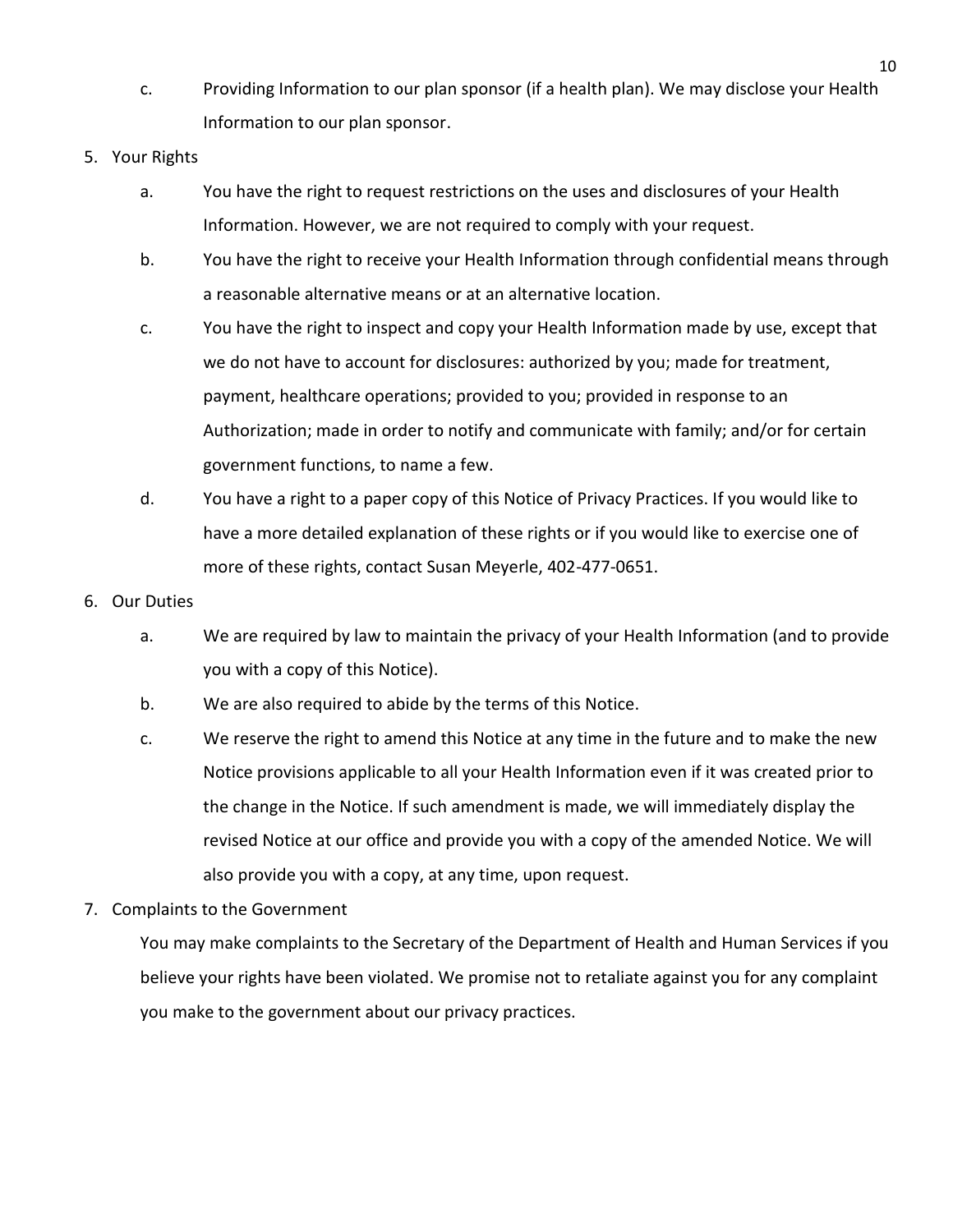c. Providing Information to our plan sponsor (if a health plan). We may disclose your Health Information to our plan sponsor.

5. Your Rights

    a. You have the right to request restrictions on the uses and disclosures of your Health Information. However, we are not required to comply with your request.

    b. You have the right to receive your Health Information through confidential means through a reasonable alternative means or at an alternative location.

    c. You have the right to inspect and copy your Health Information made by use, except that we do not have to account for disclosures: authorized by you; made for treatment, payment, healthcare operations; provided to you; provided in response to an Authorization; made in order to notify and communicate with family; and/or for certain government functions, to name a few.

    d. You have a right to a paper copy of this Notice of Privacy Practices. If you would like to have a more detailed explanation of these rights or if you would like to exercise one of more of these rights, contact Susan Meyerle, 402-477-0651.

6. Our Duties

    a. We are required by law to maintain the privacy of your Health Information (and to provide you with a copy of this Notice).

    b. We are also required to abide by the terms of this Notice.

    c. We reserve the right to amend this Notice at any time in the future and to make the new Notice provisions applicable to all your Health Information even if it was created prior to the change in the Notice. If such amendment is made, we will immediately display the revised Notice at our office and provide you with a copy of the amended Notice. We will also provide you with a copy, at any time, upon request.

7. Complaints to the Government

    You may make complaints to the Secretary of the Department of Health and Human Services if you believe your rights have been violated. We promise not to retaliate against you for any complaint you make to the government about our privacy practices.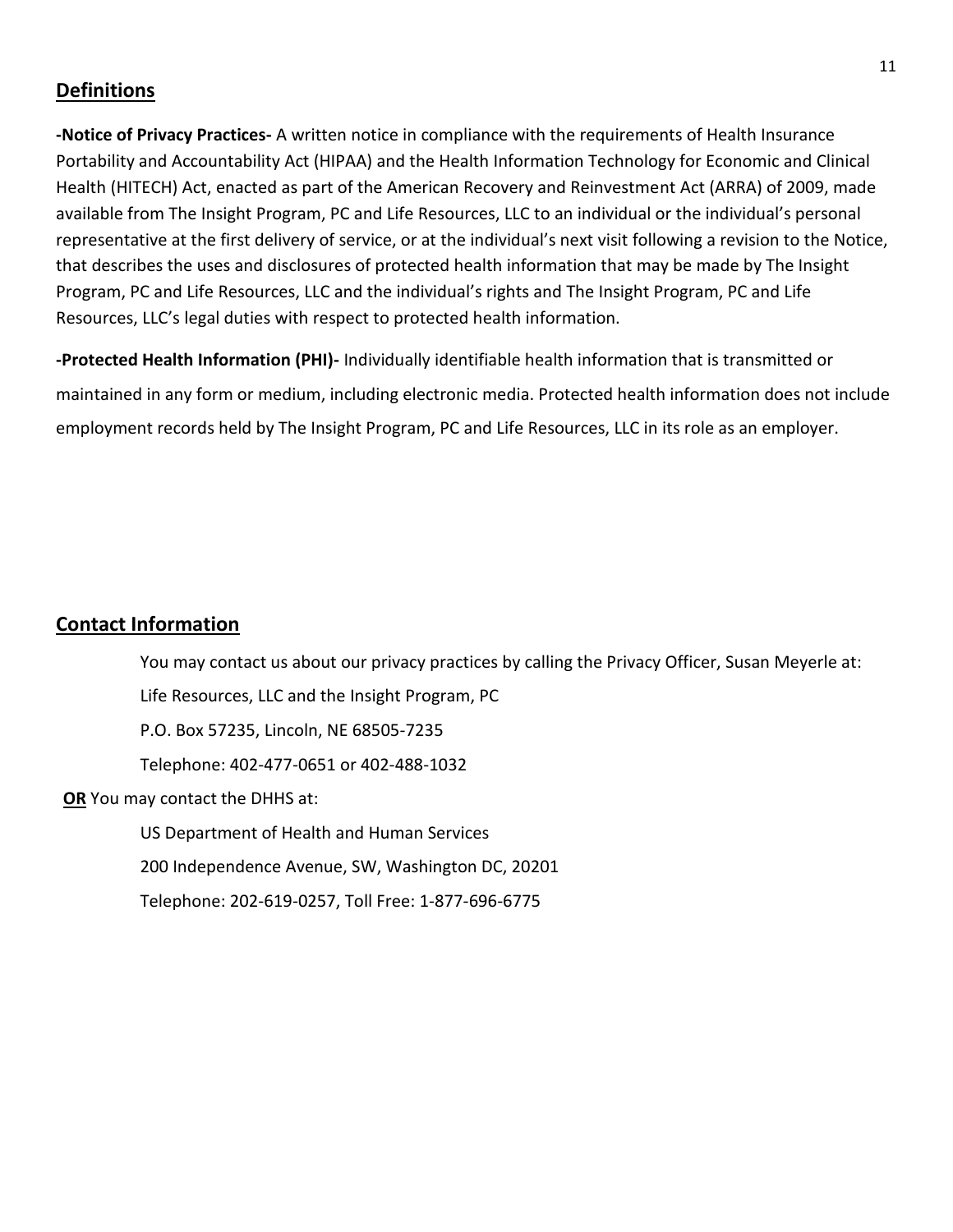## Definitions

**-Notice of Privacy Practices-** A written notice in compliance with the requirements of Health Insurance Portability and Accountability Act (HIPAA) and the Health Information Technology for Economic and Clinical Health (HITECH) Act, enacted as part of the American Recovery and Reinvestment Act (ARRA) of 2009, made available from The Insight Program, PC and Life Resources, LLC to an individual or the individual's personal representative at the first delivery of service, or at the individual's next visit following a revision to the Notice, that describes the uses and disclosures of protected health information that may be made by The Insight Program, PC and Life Resources, LLC and the individual's rights and The Insight Program, PC and Life Resources, LLC's legal duties with respect to protected health information.

**-Protected Health Information (PHI)-** Individually identifiable health information that is transmitted or maintained in any form or medium, including electronic media. Protected health information does not include employment records held by The Insight Program, PC and Life Resources, LLC in its role as an employer.

## Contact Information

You may contact us about our privacy practices by calling the Privacy Officer, Susan Meyerle at:

Life Resources, LLC and the Insight Program, PC

P.O. Box 57235, Lincoln, NE 68505-7235

Telephone: 402-477-0651 or 402-488-1032

**OR** You may contact the DHHS at:

US Department of Health and Human Services

200 Independence Avenue, SW, Washington DC, 20201

Telephone: 202-619-0257, Toll Free: 1-877-696-6775